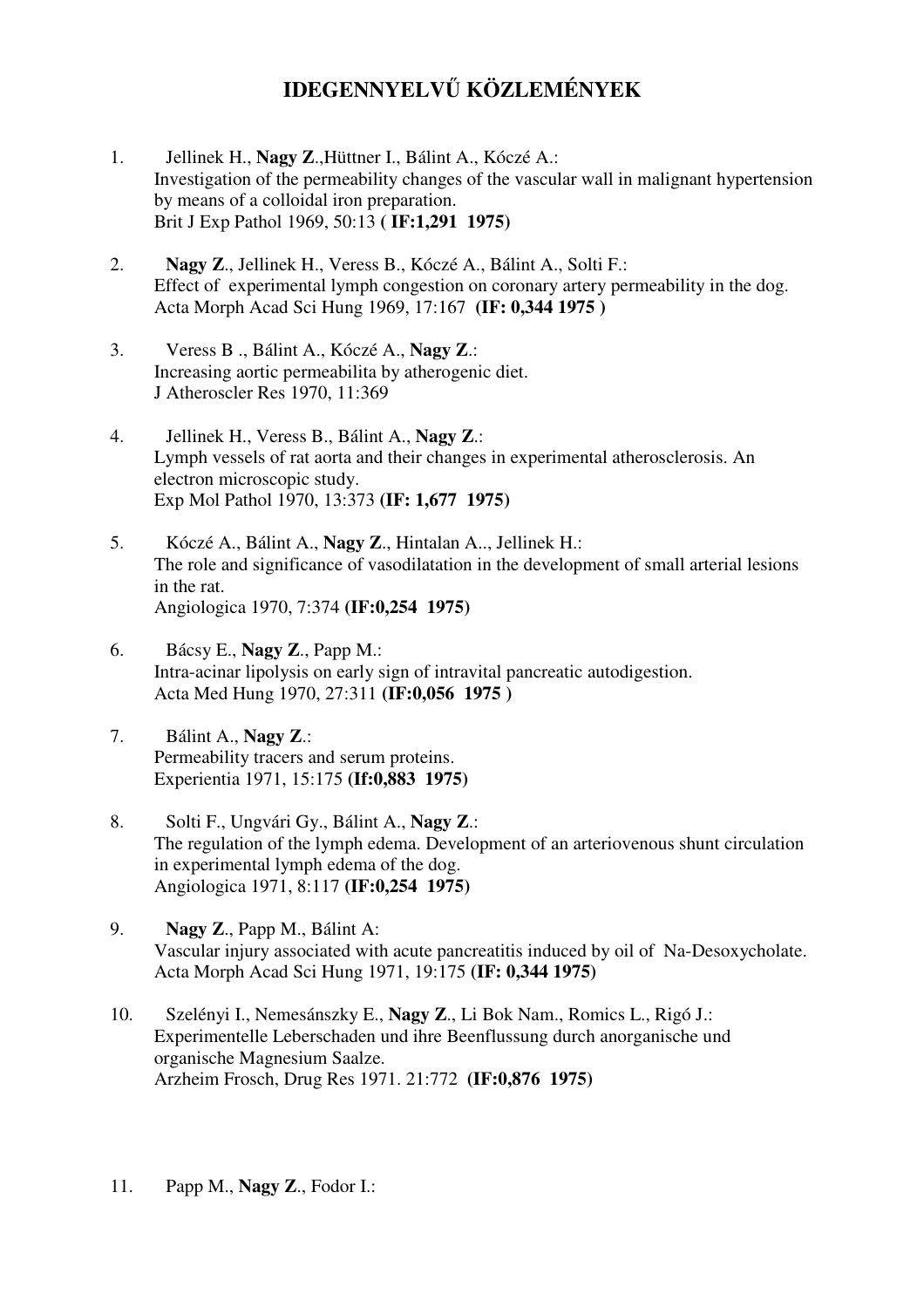# IDEGENNYELVŰ KÖZLEMÉNYEK

1. Jellinek H., **Nagy Z**.,Hüttner I., Bálint A., Kóczé A.:
   Investigation of the permeability changes of the vascular wall in malignant hypertension by means of a colloidal iron preparation.
   Brit J Exp Pathol 1969, 50:13 ( **IF:1,291 1975)**

2. **Nagy Z**., Jellinek H., Veress B., Kóczé A., Bálint A., Solti F.:
   Effect of experimental lymph congestion on coronary artery permeability in the dog.
   Acta Morph Acad Sci Hung 1969, 17:167 **(IF: 0,344 1975 )**

3. Veress B ., Bálint A., Kóczé A., **Nagy Z**.:
   Increasing aortic permeabilita by atherogenic diet.
   J Atheroscler Res 1970, 11:369

4. Jellinek H., Veress B., Bálint A., **Nagy Z**.:
   Lymph vessels of rat aorta and their changes in experimental atherosclerosis. An electron microscopic study.
   Exp Mol Pathol 1970, 13:373 **(IF: 1,677 1975)**

5. Kóczé A., Bálint A., **Nagy Z**., Hintalan A.., Jellinek H.:
   The role and significance of vasodilatation in the development of small arterial lesions in the rat.
   Angiologica 1970, 7:374 **(IF:0,254 1975)**

6. Bácsy E., **Nagy Z**., Papp M.:
   Intra-acinar lipolysis on early sign of intravital pancreatic autodigestion.
   Acta Med Hung 1970, 27:311 **(IF:0,056 1975 )**

7. Bálint A., **Nagy Z**.:
   Permeability tracers and serum proteins.
   Experientia 1971, 15:175 **(If:0,883 1975)**

8. Solti F., Ungvári Gy., Bálint A., **Nagy Z**.:
   The regulation of the lymph edema. Development of an arteriovenous shunt circulation in experimental lymph edema of the dog.
   Angiologica 1971, 8:117 **(IF:0,254 1975)**

9. **Nagy Z**., Papp M., Bálint A:
   Vascular injury associated with acute pancreatitis induced by oil of Na-Desoxycholate.
   Acta Morph Acad Sci Hung 1971, 19:175 **(IF: 0,344 1975)**

10. Szelényi I., Nemesánszky E., **Nagy Z**., Li Bok Nam., Romics L., Rigó J.:
    Experimentelle Leberschaden und ihre Beenflussung durch anorganische und organische Magnesium Saalze.
    Arzheim Frosch, Drug Res 1971. 21:772 **(IF:0,876 1975)**

11. Papp M., **Nagy Z**., Fodor I.: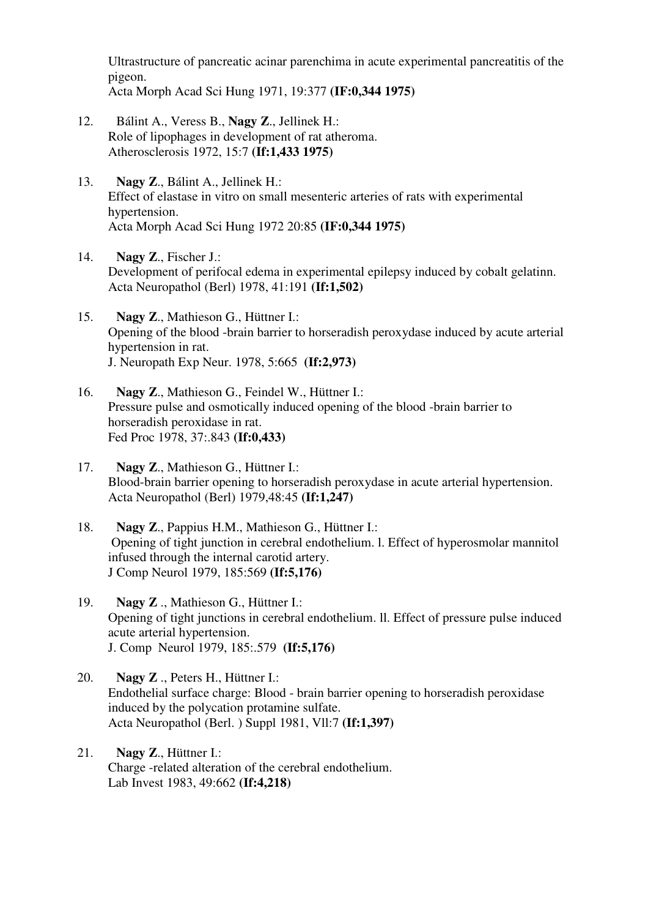Ultrastructure of pancreatic acinar parenchima in acute experimental pancreatitis of the pigeon.
Acta Morph Acad Sci Hung 1971, 19:377 **(IF:0,344 1975)**

12. Bálint A., Veress B., **Nagy Z.**, Jellinek H.:
Role of lipophages in development of rat atheroma.
Atherosclerosis 1972, 15:7 **(If:1,433 1975)**

13. **Nagy Z.**, Bálint A., Jellinek H.:
Effect of elastase in vitro on small mesenteric arteries of rats with experimental hypertension.
Acta Morph Acad Sci Hung 1972 20:85 **(IF:0,344 1975)**

14. **Nagy Z.**, Fischer J.:
Development of perifocal edema in experimental epilepsy induced by cobalt gelatinn.
Acta Neuropathol (Berl) 1978, 41:191 **(If:1,502)**

15. **Nagy Z.**, Mathieson G., Hüttner I.:
Opening of the blood -brain barrier to horseradish peroxydase induced by acute arterial hypertension in rat.
J. Neuropath Exp Neur. 1978, 5:665 **(If:2,973)**

16. **Nagy Z.**, Mathieson G., Feindel W., Hüttner I.:
Pressure pulse and osmotically induced opening of the blood -brain barrier to horseradish peroxidase in rat.
Fed Proc 1978, 37:.843 **(If:0,433)**

17. **Nagy Z.**, Mathieson G., Hüttner I.:
Blood-brain barrier opening to horseradish peroxydase in acute arterial hypertension.
Acta Neuropathol (Berl) 1979,48:45 **(If:1,247)**

18. **Nagy Z.**, Pappius H.M., Mathieson G., Hüttner I.:
Opening of tight junction in cerebral endothelium. l. Effect of hyperosmolar mannitol infused through the internal carotid artery.
J Comp Neurol 1979, 185:569 **(If:5,176)**

19. **Nagy Z** ., Mathieson G., Hüttner I.:
Opening of tight junctions in cerebral endothelium. ll. Effect of pressure pulse induced acute arterial hypertension.
J. Comp Neurol 1979, 185:.579 **(If:5,176)**

20. **Nagy Z** ., Peters H., Hüttner I.:
Endothelial surface charge: Blood - brain barrier opening to horseradish peroxidase induced by the polycation protamine sulfate.
Acta Neuropathol (Berl. ) Suppl 1981, Vll:7 **(If:1,397)**

21. **Nagy Z.**, Hüttner I.:
Charge -related alteration of the cerebral endothelium.
Lab Invest 1983, 49:662 **(If:4,218)**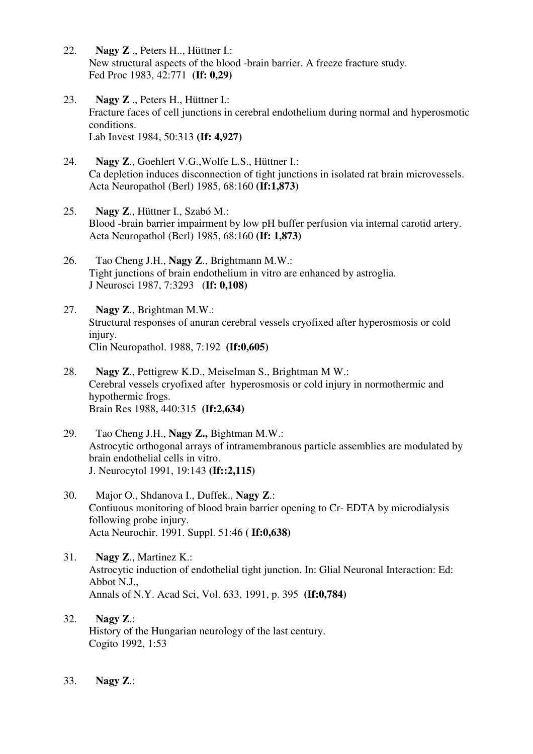22. **Nagy Z** ., Peters H.., Hüttner I.:
    New structural aspects of the blood -brain barrier. A freeze fracture study.
    Fed Proc 1983, 42:771 **(If: 0,29)**

23. **Nagy Z** ., Peters H., Hüttner I.:
    Fracture faces of cell junctions in cerebral endothelium during normal and hyperosmotic conditions.
    Lab Invest 1984, 50:313 **(If: 4,927)**

24. **Nagy Z**., Goehlert V.G.,Wolfe L.S., Hüttner I.:
    Ca depletion induces disconnection of tight junctions in isolated rat brain microvessels.
    Acta Neuropathol (Berl) 1985, 68:160 **(If:1,873)**

25. **Nagy Z**., Hüttner I., Szabó M.:
    Blood -brain barrier impairment by low pH buffer perfusion via internal carotid artery.
    Acta Neuropathol (Berl) 1985, 68:160 **(If: 1,873)**

26. Tao Cheng J.H., **Nagy Z**., Brightmann M.W.:
    Tight junctions of brain endothelium in vitro are enhanced by astroglia.
    J Neurosci 1987, 7:3293 (**If: 0,108**)

27. **Nagy Z**., Brightman M.W.:
    Structural responses of anuran cerebral vessels cryofixed after hyperosmosis or cold injury.
    Clin Neuropathol. 1988, 7:192 **(If:0,605)**

28. **Nagy Z**., Pettigrew K.D., Meiselman S., Brightman M W.:
    Cerebral vessels cryofixed after hyperosmosis or cold injury in normothermic and hypothermic frogs.
    Brain Res 1988, 440:315 **(If:2,634)**

29. Tao Cheng J.H., **Nagy Z.,** Bightman M.W.:
    Astrocytic orthogonal arrays of intramembranous particle assemblies are modulated by brain endothelial cells in vitro.
    J. Neurocytol 1991, 19:143 **(If::2,115)**

30. Major O., Shdanova I., Duffek., **Nagy Z**.:
    Contiuous monitoring of blood brain barrier opening to Cr- EDTA by microdialysis following probe injury.
    Acta Neurochir. 1991. Suppl. 51:46 ( **If:0,638)**

31. **Nagy Z**., Martinez K.:
    Astrocytic induction of endothelial tight junction. In: Glial Neuronal Interaction: Ed: Abbot N.J.,
    Annals of N.Y. Acad Sci, Vol. 633, 1991, p. 395 **(If:0,784)**

32. **Nagy Z**.:
    History of the Hungarian neurology of the last century.
    Cogito 1992, 1:53

33. **Nagy Z**.: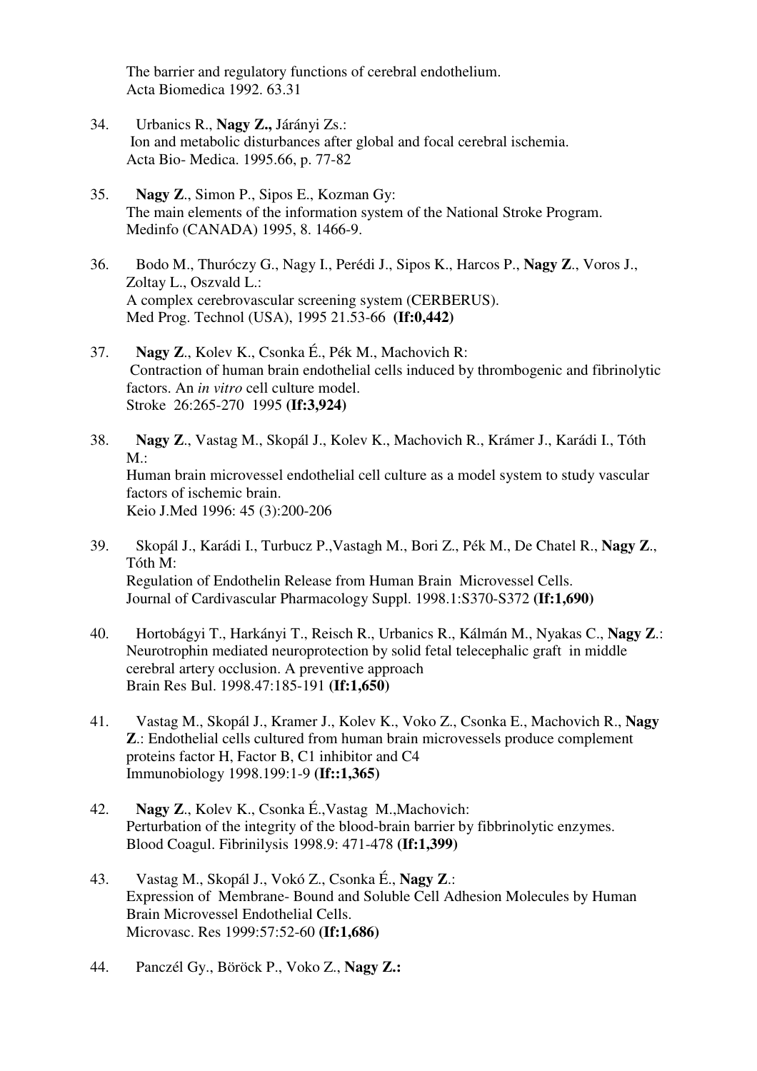The barrier and regulatory functions of cerebral endothelium.
Acta Biomedica 1992. 63.31

34. Urbanics R., **Nagy Z.,** Járányi Zs.:
Ion and metabolic disturbances after global and focal cerebral ischemia.
Acta Bio- Medica. 1995.66, p. 77-82

35. **Nagy Z**., Simon P., Sipos E., Kozman Gy:
The main elements of the information system of the National Stroke Program.
Medinfo (CANADA) 1995, 8. 1466-9.

36. Bodo M., Thuróczy G., Nagy I., Perédi J., Sipos K., Harcos P., **Nagy Z**., Voros J., Zoltay L., Oszvald L.:
A complex cerebrovascular screening system (CERBERUS).
Med Prog. Technol (USA), 1995 21.53-66 **(If:0,442)**

37. **Nagy Z**., Kolev K., Csonka É., Pék M., Machovich R:
Contraction of human brain endothelial cells induced by thrombogenic and fibrinolytic factors. An *in vitro* cell culture model.
Stroke 26:265-270 1995 **(If:3,924)**

38. **Nagy Z**., Vastag M., Skopál J., Kolev K., Machovich R., Krámer J., Karádi I., Tóth M.:
Human brain microvessel endothelial cell culture as a model system to study vascular factors of ischemic brain.
Keio J.Med 1996: 45 (3):200-206

39. Skopál J., Karádi I., Turbucz P.,Vastagh M., Bori Z., Pék M., De Chatel R., **Nagy Z**., Tóth M:
Regulation of Endothelin Release from Human Brain Microvessel Cells.
Journal of Cardivascular Pharmacology Suppl. 1998.1:S370-S372 **(If:1,690)**

40. Hortobágyi T., Harkányi T., Reisch R., Urbanics R., Kálmán M., Nyakas C., **Nagy Z**.:
Neurotrophin mediated neuroprotection by solid fetal telecephalic graft in middle cerebral artery occlusion. A preventive approach
Brain Res Bul. 1998.47:185-191 **(If:1,650)**

41. Vastag M., Skopál J., Kramer J., Kolev K., Voko Z., Csonka E., Machovich R., **Nagy Z**.: Endothelial cells cultured from human brain microvessels produce complement proteins factor H, Factor B, C1 inhibitor and C4
Immunobiology 1998.199:1-9 **(If::1,365)**

42. **Nagy Z**., Kolev K., Csonka É.,Vastag M.,Machovich:
Perturbation of the integrity of the blood-brain barrier by fibbrinolytic enzymes.
Blood Coagul. Fibrinilysis 1998.9: 471-478 **(If:1,399)**

43. Vastag M., Skopál J., Vokó Z., Csonka É., **Nagy Z**.:
Expression of Membrane- Bound and Soluble Cell Adhesion Molecules by Human Brain Microvessel Endothelial Cells.
Microvasc. Res 1999:57:52-60 **(If:1,686)**

44. Panczél Gy., Böröck P., Voko Z., **Nagy Z.:**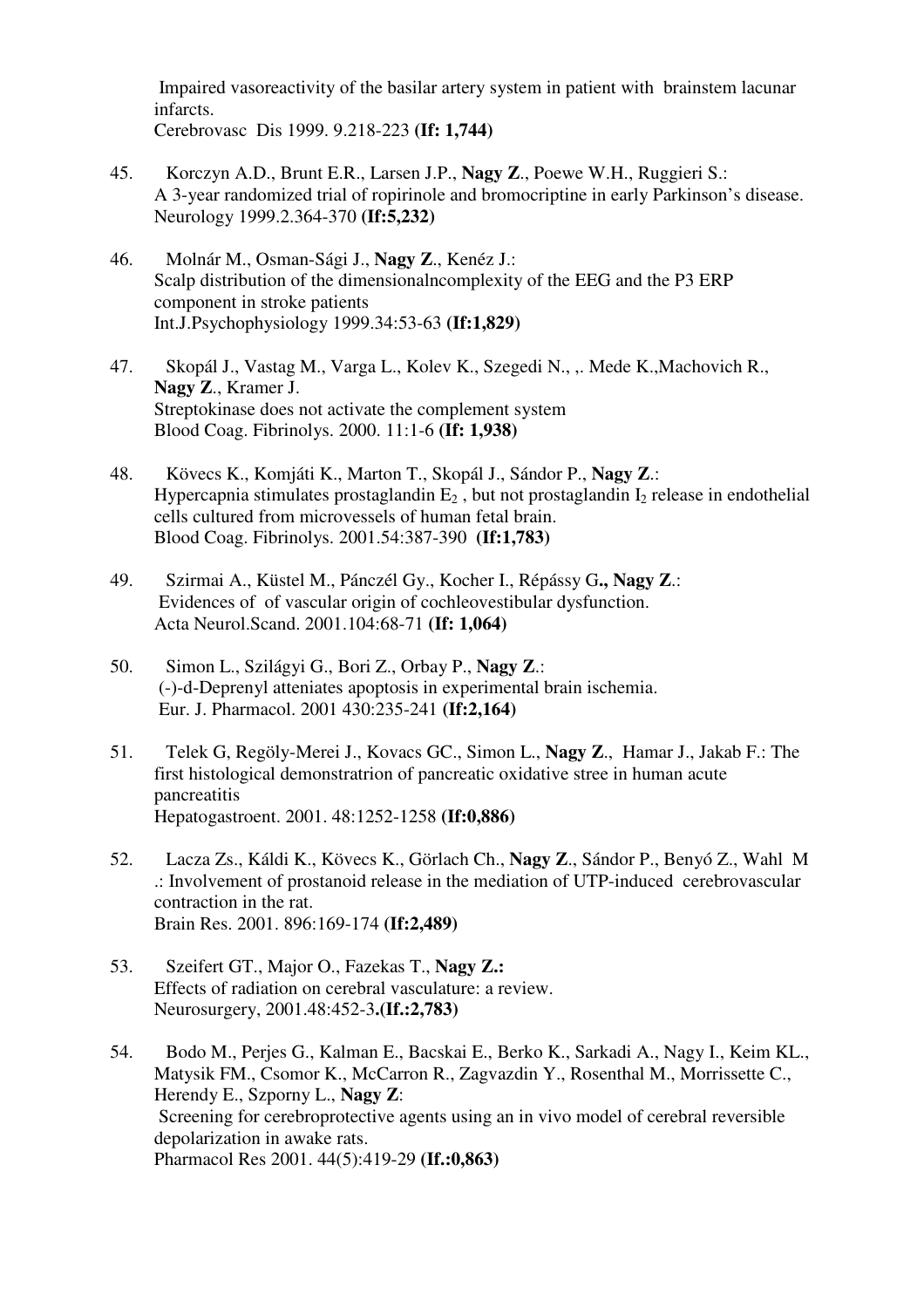Impaired vasoreactivity of the basilar artery system in patient with brainstem lacunar infarcts.
Cerebrovasc Dis 1999. 9.218-223 **(If: 1,744)**

45. Korczyn A.D., Brunt E.R., Larsen J.P., **Nagy Z**., Poewe W.H., Ruggieri S.:
A 3-year randomized trial of ropirinole and bromocriptine in early Parkinson's disease.
Neurology 1999.2.364-370 **(If:5,232)**

46. Molnár M., Osman-Sági J., **Nagy Z**., Kenéz J.:
Scalp distribution of the dimensionalncomplexity of the EEG and the P3 ERP component in stroke patients
Int.J.Psychophysiology 1999.34:53-63 **(If:1,829)**

47. Skopál J., Vastag M., Varga L., Kolev K., Szegedi N., ,. Mede K.,Machovich R., **Nagy Z**., Kramer J.
Streptokinase does not activate the complement system
Blood Coag. Fibrinolys. 2000. 11:1-6 **(If: 1,938)**

48. Kövecs K., Komjáti K., Marton T., Skopál J., Sándor P., **Nagy Z**.:
Hypercapnia stimulates prostaglandin $E_2$ , but not prostaglandin $I_2$ release in endothelial cells cultured from microvessels of human fetal brain.
Blood Coag. Fibrinolys. 2001.54:387-390 **(If:1,783)**

49. Szirmai A., Küstel M., Pánczél Gy., Kocher I., Répássy G**., Nagy Z**.:
Evidences of of vascular origin of cochleovestibular dysfunction.
Acta Neurol.Scand. 2001.104:68-71 **(If: 1,064)**

50. Simon L., Szilágyi G., Bori Z., Orbay P., **Nagy Z**.:
(-)-d-Deprenyl atteniates apoptosis in experimental brain ischemia.
Eur. J. Pharmacol. 2001 430:235-241 **(If:2,164)**

51. Telek G, Regöly-Merei J., Kovacs GC., Simon L., **Nagy Z**., Hamar J., Jakab F.: The first histological demonstratrion of pancreatic oxidative stree in human acute pancreatitis
Hepatogastroent. 2001. 48:1252-1258 **(If:0,886)**

52. Lacza Zs., Káldi K., Kövecs K., Görlach Ch., **Nagy Z**., Sándor P., Benyó Z., Wahl M .: Involvement of prostanoid release in the mediation of UTP-induced cerebrovascular contraction in the rat.
Brain Res. 2001. 896:169-174 **(If:2,489)**

53. Szeifert GT., Major O., Fazekas T., **Nagy Z.:**
Effects of radiation on cerebral vasculature: a review.
Neurosurgery, 2001.48:452-3**.(If.:2,783)**

54. Bodo M., Perjes G., Kalman E., Bacskai E., Berko K., Sarkadi A., Nagy I., Keim KL., Matysik FM., Csomor K., McCarron R., Zagvazdin Y., Rosenthal M., Morrissette C., Herendy E., Szporny L., **Nagy Z**:
Screening for cerebroprotective agents using an in vivo model of cerebral reversible depolarization in awake rats.
Pharmacol Res 2001. 44(5):419-29 **(If.:0,863)**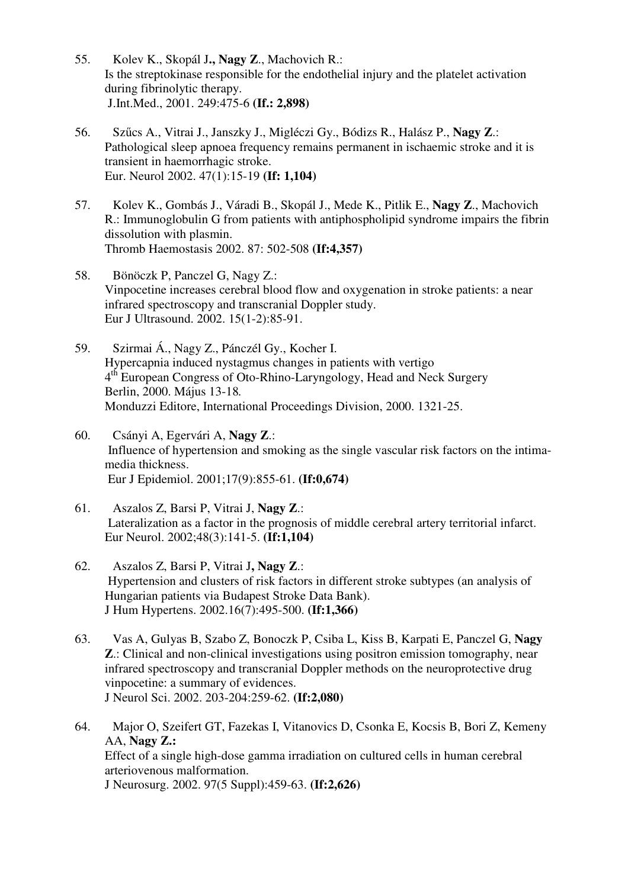55. Kolev K., Skopál J**., Nagy Z**., Machovich R.:
    Is the streptokinase responsible for the endothelial injury and the platelet activation during fibrinolytic therapy.
    J.Int.Med., 2001. 249:475-6 **(If.: 2,898)**

56. Szűcs A., Vitrai J., Janszky J., Migléczi Gy., Bódizs R., Halász P., **Nagy Z**.:
    Pathological sleep apnoea frequency remains permanent in ischaemic stroke and it is transient in haemorrhagic stroke.
    Eur. Neurol 2002. 47(1):15-19 **(If: 1,104)**

57. Kolev K., Gombás J., Váradi B., Skopál J., Mede K., Pitlik E., **Nagy Z**., Machovich R.: Immunoglobulin G from patients with antiphospholipid syndrome impairs the fibrin dissolution with plasmin.
    Thromb Haemostasis 2002. 87: 502-508 **(If:4,357)**

58. Bönöczk P, Panczel G, Nagy Z.:
    Vinpocetine increases cerebral blood flow and oxygenation in stroke patients: a near infrared spectroscopy and transcranial Doppler study.
    Eur J Ultrasound. 2002. 15(1-2):85-91.

59. Szirmai Á., Nagy Z., Pánczél Gy., Kocher I.
    Hypercapnia induced nystagmus changes in patients with vertigo
    4th European Congress of Oto-Rhino-Laryngology, Head and Neck Surgery
    Berlin, 2000. Május 13-18*.*
    Monduzzi Editore, International Proceedings Division, 2000. 1321-25.

60. Csányi A, Egervári A, **Nagy Z**.:
    Influence of hypertension and smoking as the single vascular risk factors on the intima-media thickness.
    Eur J Epidemiol. 2001;17(9):855-61. **(If:0,674)**

61. Aszalos Z, Barsi P, Vitrai J, **Nagy Z**.:
    Lateralization as a factor in the prognosis of middle cerebral artery territorial infarct.
    Eur Neurol. 2002;48(3):141-5. **(If:1,104)**

62. Aszalos Z, Barsi P, Vitrai J**, Nagy Z**.:
    Hypertension and clusters of risk factors in different stroke subtypes (an analysis of Hungarian patients via Budapest Stroke Data Bank).
    J Hum Hypertens. 2002.16(7):495-500. **(If:1,366)**

63. Vas A, Gulyas B, Szabo Z, Bonoczk P, Csiba L, Kiss B, Karpati E, Panczel G, **Nagy Z**.: Clinical and non-clinical investigations using positron emission tomography, near infrared spectroscopy and transcranial Doppler methods on the neuroprotective drug vinpocetine: a summary of evidences.
    J Neurol Sci. 2002. 203-204:259-62. **(If:2,080)**

64. Major O, Szeifert GT, Fazekas I, Vitanovics D, Csonka E, Kocsis B, Bori Z, Kemeny AA, **Nagy Z.:**
    Effect of a single high-dose gamma irradiation on cultured cells in human cerebral arteriovenous malformation.
    J Neurosurg. 2002. 97(5 Suppl):459-63. **(If:2,626)**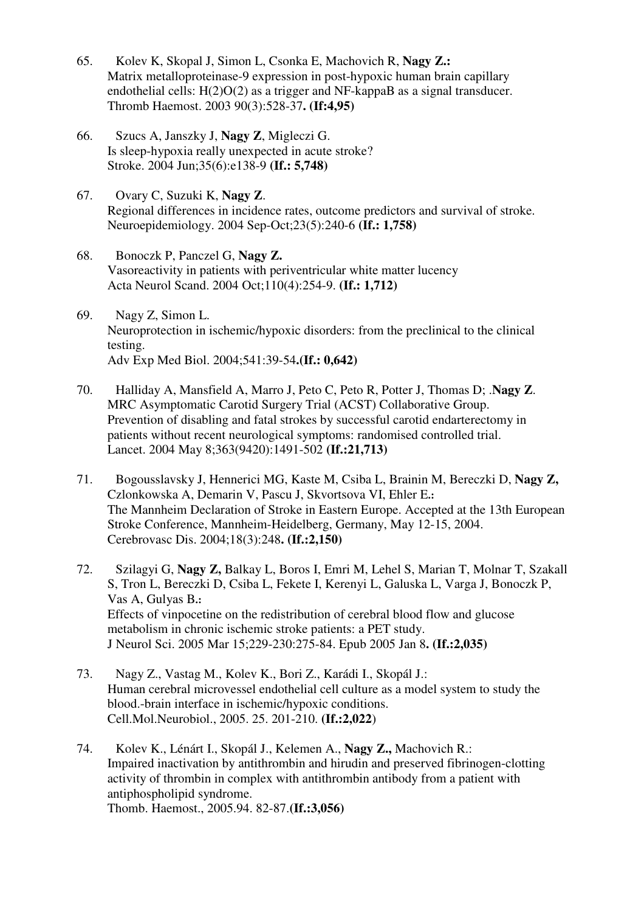65. Kolev K, Skopal J, Simon L, Csonka E, Machovich R, **Nagy Z.:**
Matrix metalloproteinase-9 expression in post-hypoxic human brain capillary endothelial cells: H(2)O(2) as a trigger and NF-kappaB as a signal transducer.
Thromb Haemost. 2003 90(3):528-37**. (If:4,95)**

66. Szucs A, Janszky J, **Nagy Z**, Migleczi G.
Is sleep-hypoxia really unexpected in acute stroke?
Stroke. 2004 Jun;35(6):e138-9 **(If.: 5,748)**

67. Ovary C, Suzuki K, **Nagy Z**.
Regional differences in incidence rates, outcome predictors and survival of stroke.
Neuroepidemiology. 2004 Sep-Oct;23(5):240-6 **(If.: 1,758)**

68. Bonoczk P, Panczel G, **Nagy Z.**
Vasoreactivity in patients with periventricular white matter lucency
Acta Neurol Scand. 2004 Oct;110(4):254-9. **(If.: 1,712)**

69. Nagy Z, Simon L.
Neuroprotection in ischemic/hypoxic disorders: from the preclinical to the clinical testing.
Adv Exp Med Biol. 2004;541:39-54**.(If.: 0,642)**

70. Halliday A, Mansfield A, Marro J, Peto C, Peto R, Potter J, Thomas D; .**Nagy Z**.
MRC Asymptomatic Carotid Surgery Trial (ACST) Collaborative Group.
Prevention of disabling and fatal strokes by successful carotid endarterectomy in patients without recent neurological symptoms: randomised controlled trial.
Lancet. 2004 May 8;363(9420):1491-502 **(If.:21,713)**

71. Bogousslavsky J, Hennerici MG, Kaste M, Csiba L, Brainin M, Bereczki D, **Nagy Z,** Czlonkowska A, Demarin V, Pascu J, Skvortsova VI, Ehler E**.:**
The Mannheim Declaration of Stroke in Eastern Europe. Accepted at the 13th European Stroke Conference, Mannheim-Heidelberg, Germany, May 12-15, 2004.
Cerebrovasc Dis. 2004;18(3):248**. (If.:2,150)**

72. Szilagyi G, **Nagy Z,** Balkay L, Boros I, Emri M, Lehel S, Marian T, Molnar T, Szakall S, Tron L, Bereczki D, Csiba L, Fekete I, Kerenyi L, Galuska L, Varga J, Bonoczk P, Vas A, Gulyas B**.:**
Effects of vinpocetine on the redistribution of cerebral blood flow and glucose metabolism in chronic ischemic stroke patients: a PET study.
J Neurol Sci. 2005 Mar 15;229-230:275-84. Epub 2005 Jan 8**. (If.:2,035)**

73. Nagy Z., Vastag M., Kolev K., Bori Z., Karádi I., Skopál J.:
Human cerebral microvessel endothelial cell culture as a model system to study the blood.-brain interface in ischemic/hypoxic conditions.
Cell.Mol.Neurobiol., 2005. 25. 201-210. **(If.:2,022**)

74. Kolev K., Lénárt I., Skopál J., Kelemen A., **Nagy Z.,** Machovich R.:
Impaired inactivation by antithrombin and hirudin and preserved fibrinogen-clotting activity of thrombin in complex with antithrombin antibody from a patient with antiphospholipid syndrome.
Thomb. Haemost., 2005.94. 82-87.**(If.:3,056)**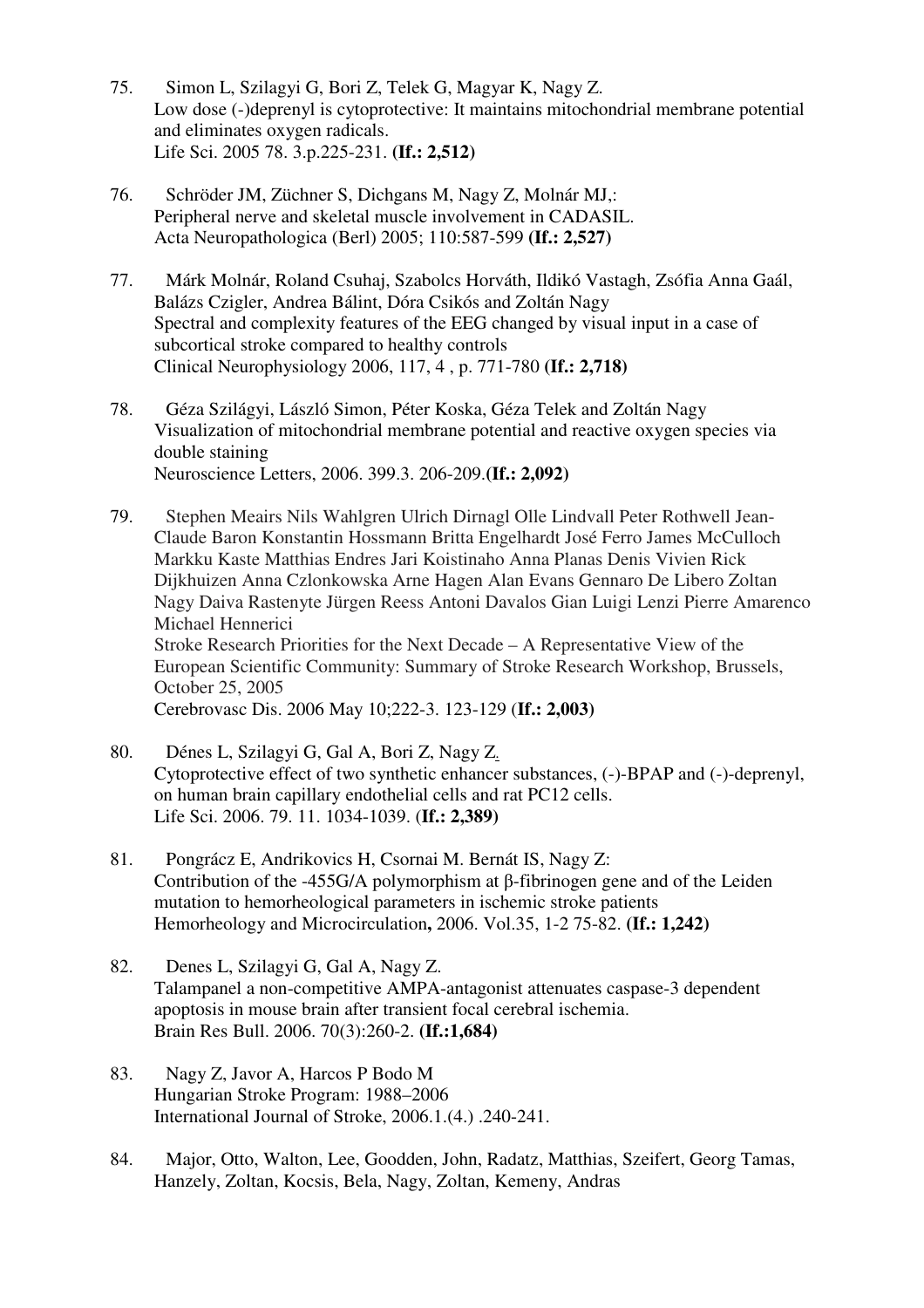75. Simon L, Szilagyi G, Bori Z, Telek G, Magyar K, Nagy Z.
Low dose (-)deprenyl is cytoprotective: It maintains mitochondrial membrane potential and eliminates oxygen radicals.
Life Sci. 2005 78. 3.p.225-231. **(If.: 2,512)**

76. Schröder JM, Züchner S, Dichgans M, Nagy Z, Molnár MJ,:
Peripheral nerve and skeletal muscle involvement in CADASIL.
Acta Neuropathologica (Berl) 2005; 110:587-599 **(If.: 2,527)**

77. Márk Molnár, Roland Csuhaj, Szabolcs Horváth, Ildikó Vastagh, Zsófia Anna Gaál, Balázs Czigler, Andrea Bálint, Dóra Csikós and Zoltán Nagy
Spectral and complexity features of the EEG changed by visual input in a case of subcortical stroke compared to healthy controls
Clinical Neurophysiology 2006, 117, 4 , p. 771-780 **(If.: 2,718)**

78. Géza Szilágyi, László Simon, Péter Koska, Géza Telek and Zoltán Nagy
Visualization of mitochondrial membrane potential and reactive oxygen species via double staining
Neuroscience Letters, 2006. 399.3. 206-209.**(If.: 2,092)**

79. Stephen Meairs Nils Wahlgren Ulrich Dirnagl Olle Lindvall Peter Rothwell Jean-Claude Baron Konstantin Hossmann Britta Engelhardt José Ferro James McCulloch Markku Kaste Matthias Endres Jari Koistinaho Anna Planas Denis Vivien Rick Dijkhuizen Anna Czlonkowska Arne Hagen Alan Evans Gennaro De Libero Zoltan Nagy Daiva Rastenyte Jürgen Reess Antoni Davalos Gian Luigi Lenzi Pierre Amarenco Michael Hennerici
Stroke Research Priorities for the Next Decade – A Representative View of the European Scientific Community: Summary of Stroke Research Workshop, Brussels, October 25, 2005
Cerebrovasc Dis. 2006 May 10;222-3. 123-129 (**If.: 2,003)**

80. Dénes L, Szilagyi G, Gal A, Bori Z, Nagy Z.
Cytoprotective effect of two synthetic enhancer substances, (-)-BPAP and (-)-deprenyl, on human brain capillary endothelial cells and rat PC12 cells.
Life Sci. 2006. 79. 11. 1034-1039. (**If.: 2,389)**

81. Pongrácz E, Andrikovics H, Csornai M. Bernát IS, Nagy Z:
Contribution of the -455G/A polymorphism at β-fibrinogen gene and of the Leiden mutation to hemorheological parameters in ischemic stroke patients
Hemorheology and Microcirculation**,** 2006. Vol.35, 1-2 75-82. **(If.: 1,242)**

82. Denes L, Szilagyi G, Gal A, Nagy Z.
Talampanel a non-competitive AMPA-antagonist attenuates caspase-3 dependent apoptosis in mouse brain after transient focal cerebral ischemia.
Brain Res Bull. 2006. 70(3):260-2. **(If.:1,684)**

83. Nagy Z, Javor A, Harcos P Bodo M
Hungarian Stroke Program: 1988–2006
International Journal of Stroke, 2006.1.(4.) .240-241.

84. Major, Otto, Walton, Lee, Goodden, John, Radatz, Matthias, Szeifert, Georg Tamas, Hanzely, Zoltan, Kocsis, Bela, Nagy, Zoltan, Kemeny, Andras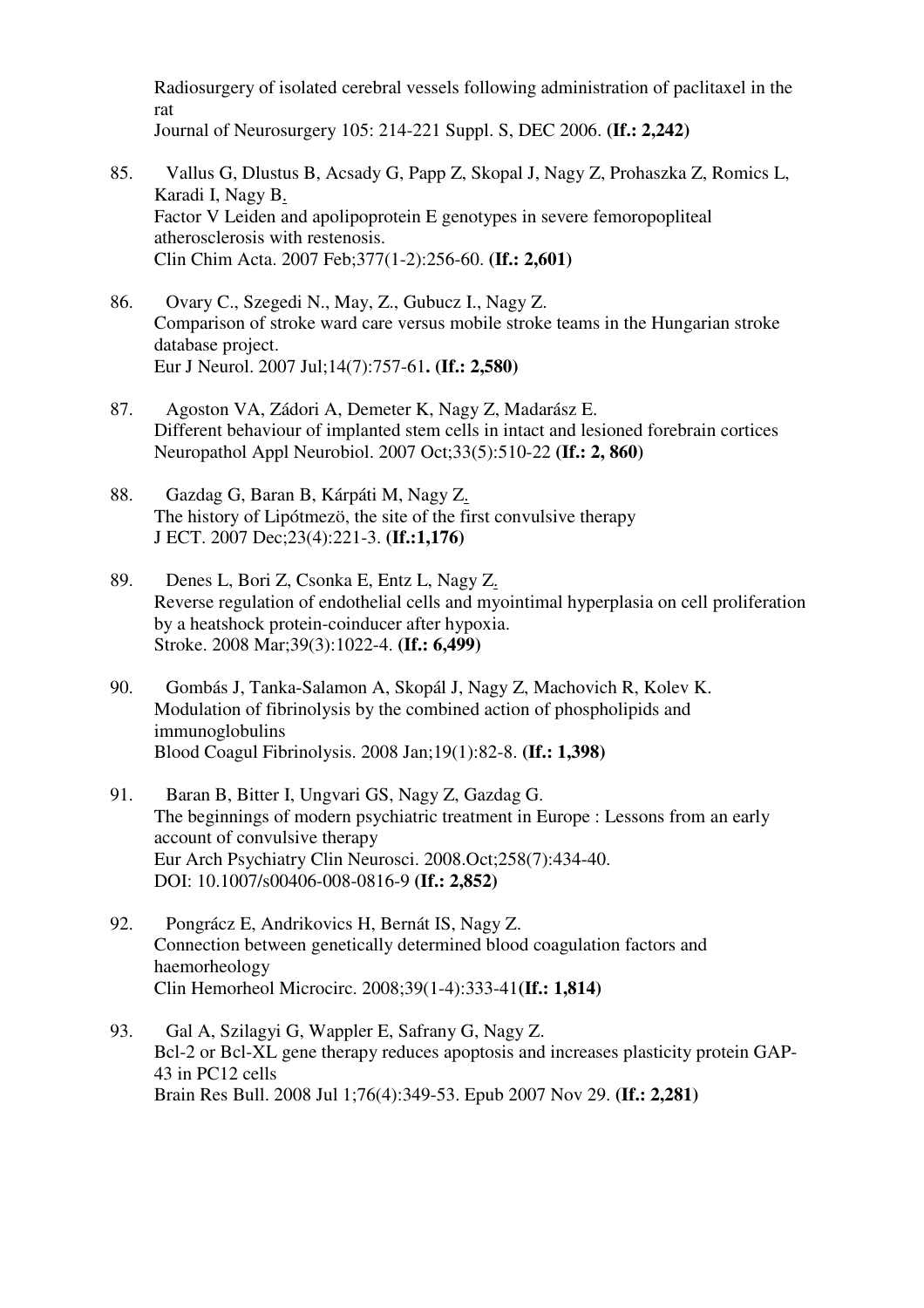Radiosurgery of isolated cerebral vessels following administration of paclitaxel in the rat
Journal of Neurosurgery 105: 214-221 Suppl. S, DEC 2006. **(If.: 2,242)**

85. Vallus G, Dlustus B, Acsady G, Papp Z, Skopal J, Nagy Z, Prohaszka Z, Romics L, Karadi I, Nagy B.
Factor V Leiden and apolipoprotein E genotypes in severe femoropopliteal atherosclerosis with restenosis.
Clin Chim Acta. 2007 Feb;377(1-2):256-60. **(If.: 2,601)**

86. Ovary C., Szegedi N., May, Z., Gubucz I., Nagy Z.
Comparison of stroke ward care versus mobile stroke teams in the Hungarian stroke database project.
Eur J Neurol. 2007 Jul;14(7):757-61**. (If.: 2,580)**

87. Agoston VA, Zádori A, Demeter K, Nagy Z, Madarász E.
Different behaviour of implanted stem cells in intact and lesioned forebrain cortices
Neuropathol Appl Neurobiol. 2007 Oct;33(5):510-22 **(If.: 2, 860)**

88. Gazdag G, Baran B, Kárpáti M, Nagy Z.
The history of Lipótmezö, the site of the first convulsive therapy
J ECT. 2007 Dec;23(4):221-3. **(If.:1,176)**

89. Denes L, Bori Z, Csonka E, Entz L, Nagy Z.
Reverse regulation of endothelial cells and myointimal hyperplasia on cell proliferation by a heatshock protein-coinducer after hypoxia.
Stroke. 2008 Mar;39(3):1022-4. **(If.: 6,499)**

90. Gombás J, Tanka-Salamon A, Skopál J, Nagy Z, Machovich R, Kolev K.
Modulation of fibrinolysis by the combined action of phospholipids and immunoglobulins
Blood Coagul Fibrinolysis. 2008 Jan;19(1):82-8. **(If.: 1,398)**

91. Baran B, Bitter I, Ungvari GS, Nagy Z, Gazdag G.
The beginnings of modern psychiatric treatment in Europe : Lessons from an early account of convulsive therapy
Eur Arch Psychiatry Clin Neurosci. 2008.Oct;258(7):434-40.
DOI: 10.1007/s00406-008-0816-9 **(If.: 2,852)**

92. Pongrácz E, Andrikovics H, Bernát IS, Nagy Z.
Connection between genetically determined blood coagulation factors and haemorheology
Clin Hemorheol Microcirc. 2008;39(1-4):333-41**(If.: 1,814)**

93. Gal A, Szilagyi G, Wappler E, Safrany G, Nagy Z.
Bcl-2 or Bcl-XL gene therapy reduces apoptosis and increases plasticity protein GAP-43 in PC12 cells
Brain Res Bull. 2008 Jul 1;76(4):349-53. Epub 2007 Nov 29. **(If.: 2,281)**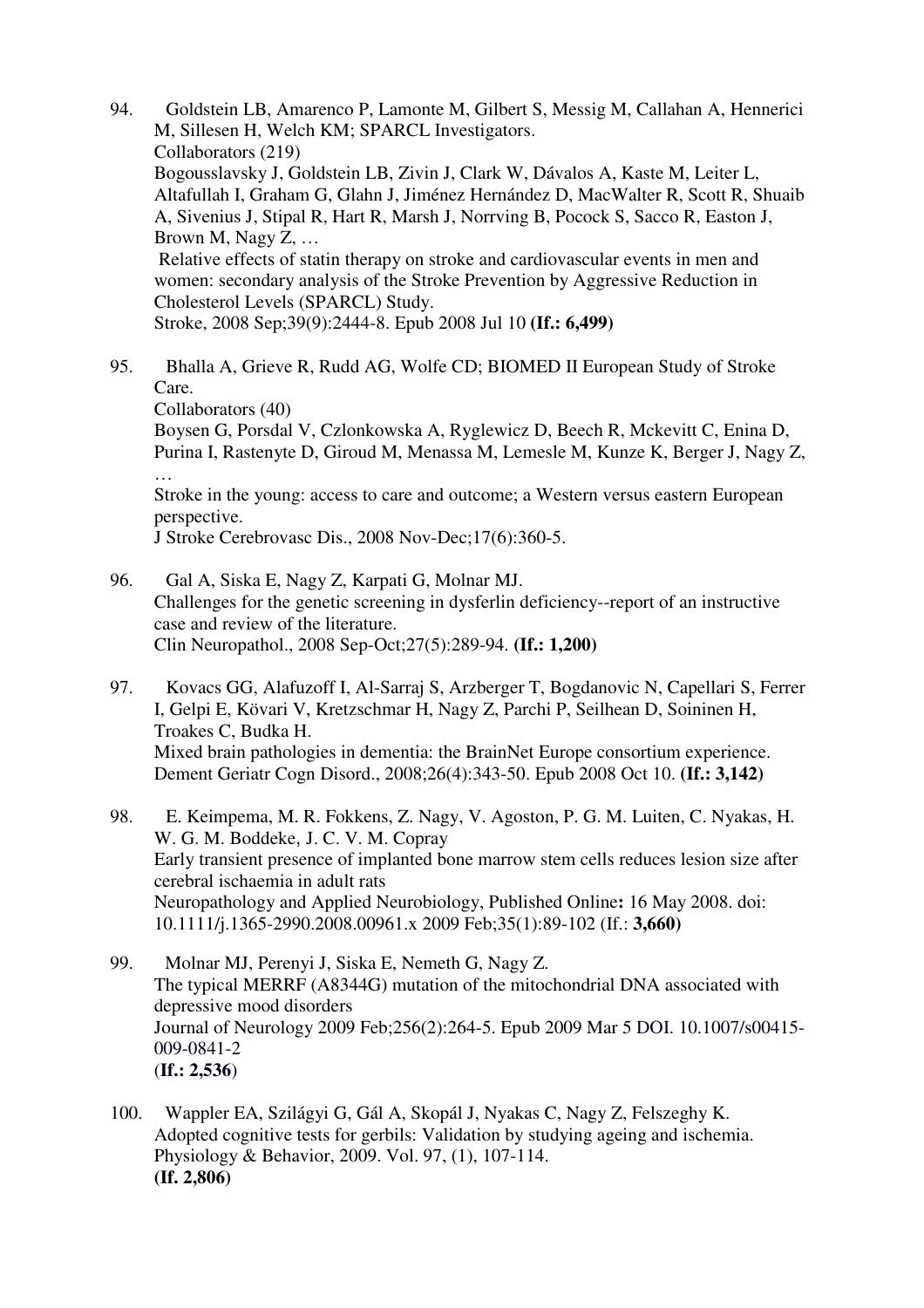94. Goldstein LB, Amarenco P, Lamonte M, Gilbert S, Messig M, Callahan A, Hennerici M, Sillesen H, Welch KM; SPARCL Investigators.
Collaborators (219)
Bogousslavsky J, Goldstein LB, Zivin J, Clark W, Dávalos A, Kaste M, Leiter L, Altafullah I, Graham G, Glahn J, Jiménez Hernández D, MacWalter R, Scott R, Shuaib A, Sivenius J, Stipal R, Hart R, Marsh J, Norrving B, Pocock S, Sacco R, Easton J, Brown M, Nagy Z, …
Relative effects of statin therapy on stroke and cardiovascular events in men and women: secondary analysis of the Stroke Prevention by Aggressive Reduction in Cholesterol Levels (SPARCL) Study.
Stroke, 2008 Sep;39(9):2444-8. Epub 2008 Jul 10 **(If.: 6,499)**

95. Bhalla A, Grieve R, Rudd AG, Wolfe CD; BIOMED II European Study of Stroke Care.
Collaborators (40)
Boysen G, Porsdal V, Czlonkowska A, Ryglewicz D, Beech R, Mckevitt C, Enina D, Purina I, Rastenyte D, Giroud M, Menassa M, Lemesle M, Kunze K, Berger J, Nagy Z, …
Stroke in the young: access to care and outcome; a Western versus eastern European perspective.
J Stroke Cerebrovasc Dis., 2008 Nov-Dec;17(6):360-5.

96. Gal A, Siska E, Nagy Z, Karpati G, Molnar MJ.
Challenges for the genetic screening in dysferlin deficiency--report of an instructive case and review of the literature.
Clin Neuropathol., 2008 Sep-Oct;27(5):289-94. **(If.: 1,200)**

97. Kovacs GG, Alafuzoff I, Al-Sarraj S, Arzberger T, Bogdanovic N, Capellari S, Ferrer I, Gelpi E, Kövari V, Kretzschmar H, Nagy Z, Parchi P, Seilhean D, Soininen H, Troakes C, Budka H.
Mixed brain pathologies in dementia: the BrainNet Europe consortium experience.
Dement Geriatr Cogn Disord., 2008;26(4):343-50. Epub 2008 Oct 10. **(If.: 3,142)**

98. E. Keimpema, M. R. Fokkens, Z. Nagy, V. Agoston, P. G. M. Luiten, C. Nyakas, H. W. G. M. Boddeke, J. C. V. M. Copray
Early transient presence of implanted bone marrow stem cells reduces lesion size after cerebral ischaemia in adult rats
Neuropathology and Applied Neurobiology, Published Online**:** 16 May 2008. doi: 10.1111/j.1365-2990.2008.00961.x 2009 Feb;35(1):89-102 (If.: **3,660)**

99. Molnar MJ, Perenyi J, Siska E, Nemeth G, Nagy Z.
The typical MERRF (A8344G) mutation of the mitochondrial DNA associated with depressive mood disorders
Journal of Neurology 2009 Feb;256(2):264-5. Epub 2009 Mar 5 DOI. 10.1007/s00415-009-0841-2
(**If.: 2,536**)

100. Wappler EA, Szilágyi G, Gál A, Skopál J, Nyakas C, Nagy Z, Felszeghy K.
Adopted cognitive tests for gerbils: Validation by studying ageing and ischemia.
Physiology & Behavior, 2009. Vol. 97, (1), 107-114.
**(If. 2,806)**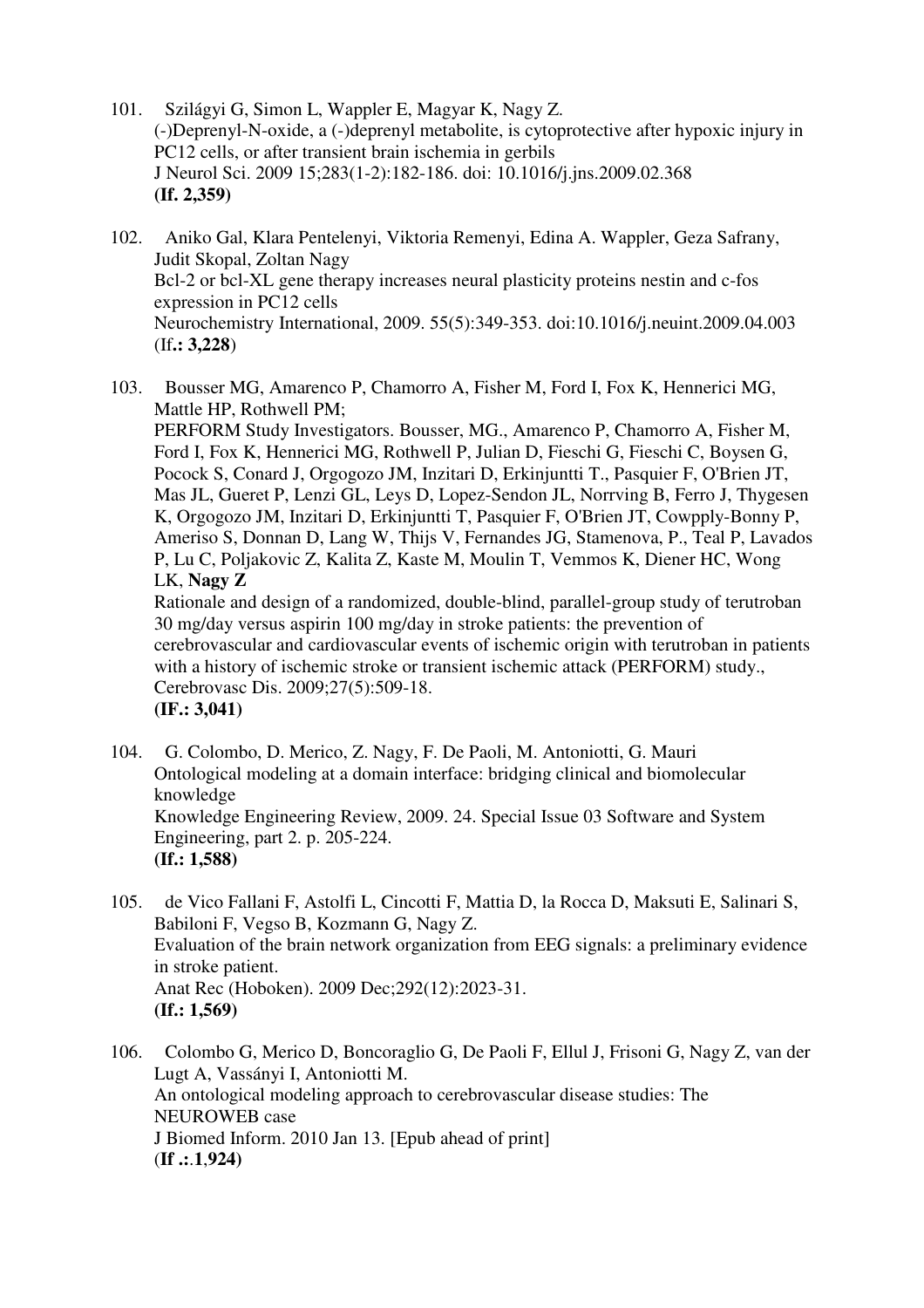101. Szilágyi G, Simon L, Wappler E, Magyar K, Nagy Z.
(-)Deprenyl-N-oxide, a (-)deprenyl metabolite, is cytoprotective after hypoxic injury in PC12 cells, or after transient brain ischemia in gerbils
J Neurol Sci. 2009 15;283(1-2):182-186. doi: 10.1016/j.jns.2009.02.368
**(If. 2,359)**

102. Aniko Gal, Klara Pentelenyi, Viktoria Remenyi, Edina A. Wappler, Geza Safrany, Judit Skopal, Zoltan Nagy
Bcl-2 or bcl-XL gene therapy increases neural plasticity proteins nestin and c-fos expression in PC12 cells
Neurochemistry International, 2009. 55(5):349-353. doi:10.1016/j.neuint.2009.04.003
(If**.: 3,228**)

103. Bousser MG, Amarenco P, Chamorro A, Fisher M, Ford I, Fox K, Hennerici MG, Mattle HP, Rothwell PM;
PERFORM Study Investigators. Bousser, MG., Amarenco P, Chamorro A, Fisher M, Ford I, Fox K, Hennerici MG, Rothwell P, Julian D, Fieschi G, Fieschi C, Boysen G, Pocock S, Conard J, Orgogozo JM, Inzitari D, Erkinjuntti T., Pasquier F, O'Brien JT, Mas JL, Gueret P, Lenzi GL, Leys D, Lopez-Sendon JL, Norrving B, Ferro J, Thygesen K, Orgogozo JM, Inzitari D, Erkinjuntti T, Pasquier F, O'Brien JT, Cowpply-Bonny P, Ameriso S, Donnan D, Lang W, Thijs V, Fernandes JG, Stamenova, P., Teal P, Lavados P, Lu C, Poljakovic Z, Kalita Z, Kaste M, Moulin T, Vemmos K, Diener HC, Wong LK, **Nagy Z**
Rationale and design of a randomized, double-blind, parallel-group study of terutroban 30 mg/day versus aspirin 100 mg/day in stroke patients: the prevention of cerebrovascular and cardiovascular events of ischemic origin with terutroban in patients with a history of ischemic stroke or transient ischemic attack (PERFORM) study., Cerebrovasc Dis. 2009;27(5):509-18.
**(IF.: 3,041)**

104. G. Colombo, D. Merico, Z. Nagy, F. De Paoli, M. Antoniotti, G. Mauri
Ontological modeling at a domain interface: bridging clinical and biomolecular knowledge
Knowledge Engineering Review, 2009. 24. Special Issue 03 Software and System Engineering, part 2. p. 205-224.
**(If.: 1,588)**

105. de Vico Fallani F, Astolfi L, Cincotti F, Mattia D, la Rocca D, Maksuti E, Salinari S, Babiloni F, Vegso B, Kozmann G, Nagy Z.
Evaluation of the brain network organization from EEG signals: a preliminary evidence in stroke patient.
Anat Rec (Hoboken). 2009 Dec;292(12):2023-31.
**(If.: 1,569)**

106. Colombo G, Merico D, Boncoraglio G, De Paoli F, Ellul J, Frisoni G, Nagy Z, van der Lugt A, Vassányi I, Antoniotti M.
An ontological modeling approach to cerebrovascular disease studies: The NEUROWEB case
J Biomed Inform. 2010 Jan 13. [Epub ahead of print]
(**If .:**.**1**,**924)**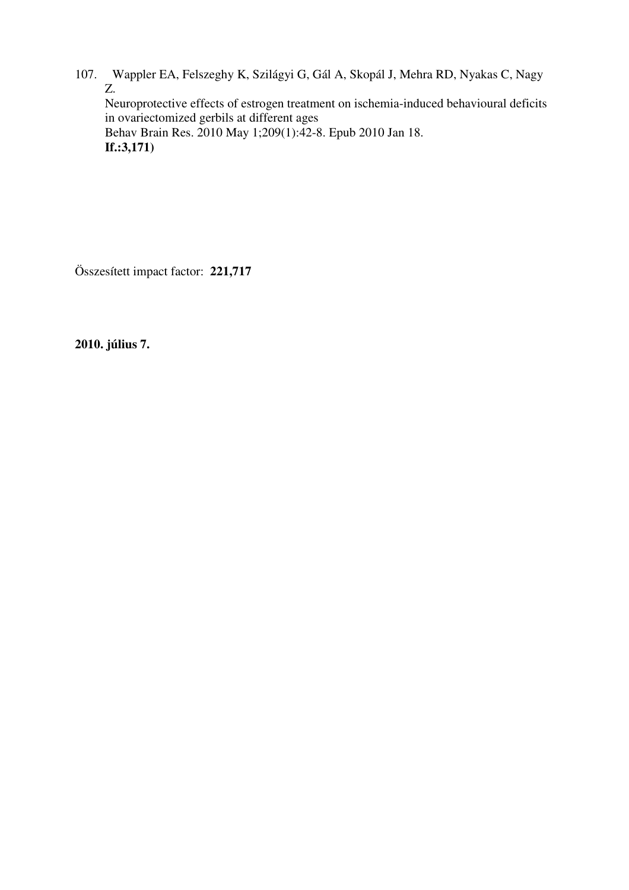107. Wappler EA, Felszeghy K, Szilágyi G, Gál A, Skopál J, Mehra RD, Nyakas C, Nagy Z.
Neuroprotective effects of estrogen treatment on ischemia-induced behavioural deficits in ovariectomized gerbils at different ages
Behav Brain Res. 2010 May 1;209(1):42-8. Epub 2010 Jan 18.
**If.:3,171**)

Összesített impact factor: **221,717**

**2010. július 7.**